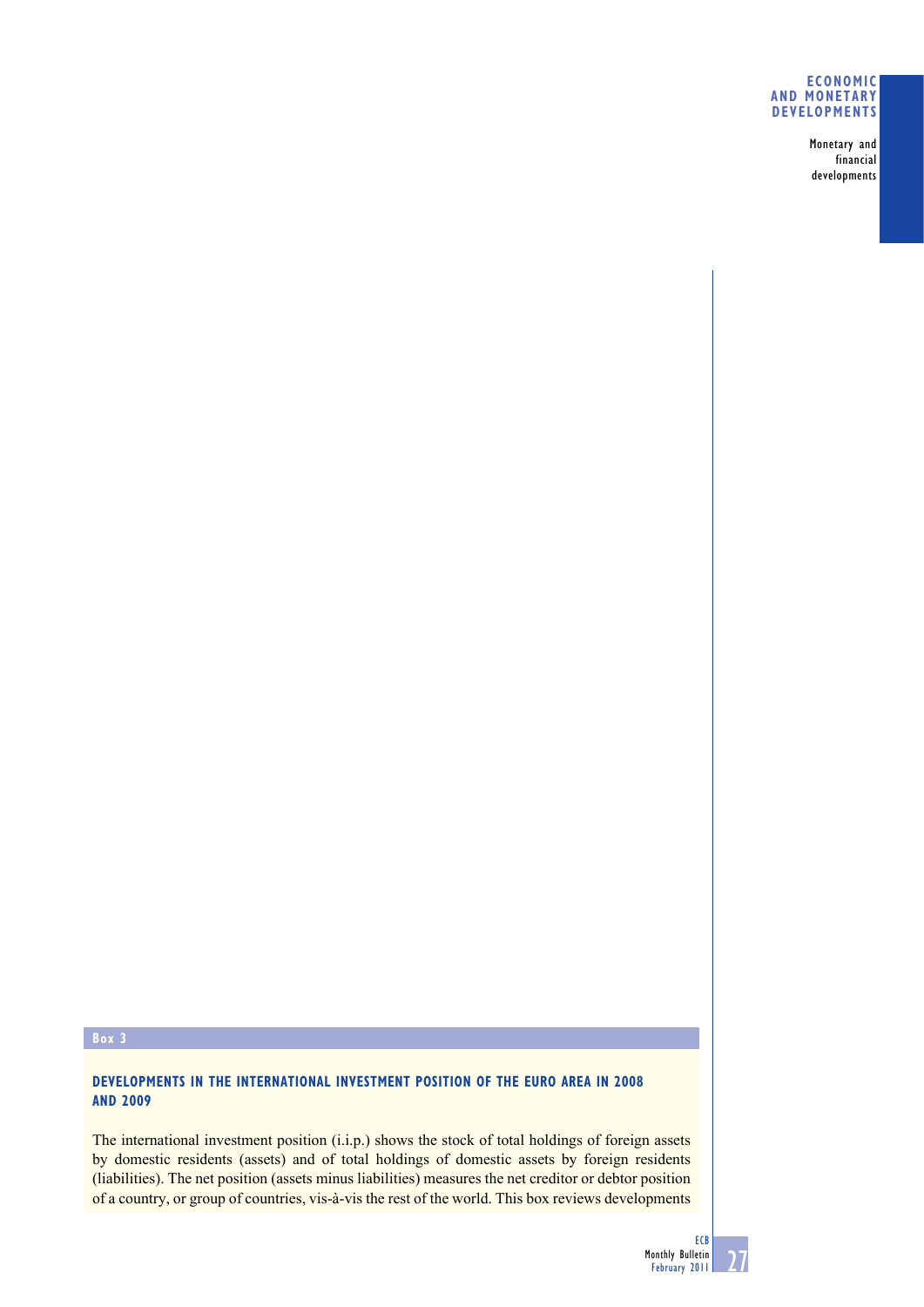**Box 3**

## DEVELOPMENTS IN THE INTERNATIONAL INVESTMENT POSITION OF THE EURO AREA IN 2008 AND 2009

The international investment position (i.i.p.) shows the stock of total holdings of foreign assets by domestic residents (assets) and of total holdings of domestic assets by foreign residents (liabilities). The net position (assets minus liabilities) measures the net creditor or debtor position of a country, or group of countries, vis-à-vis the rest of the world. This box reviews developments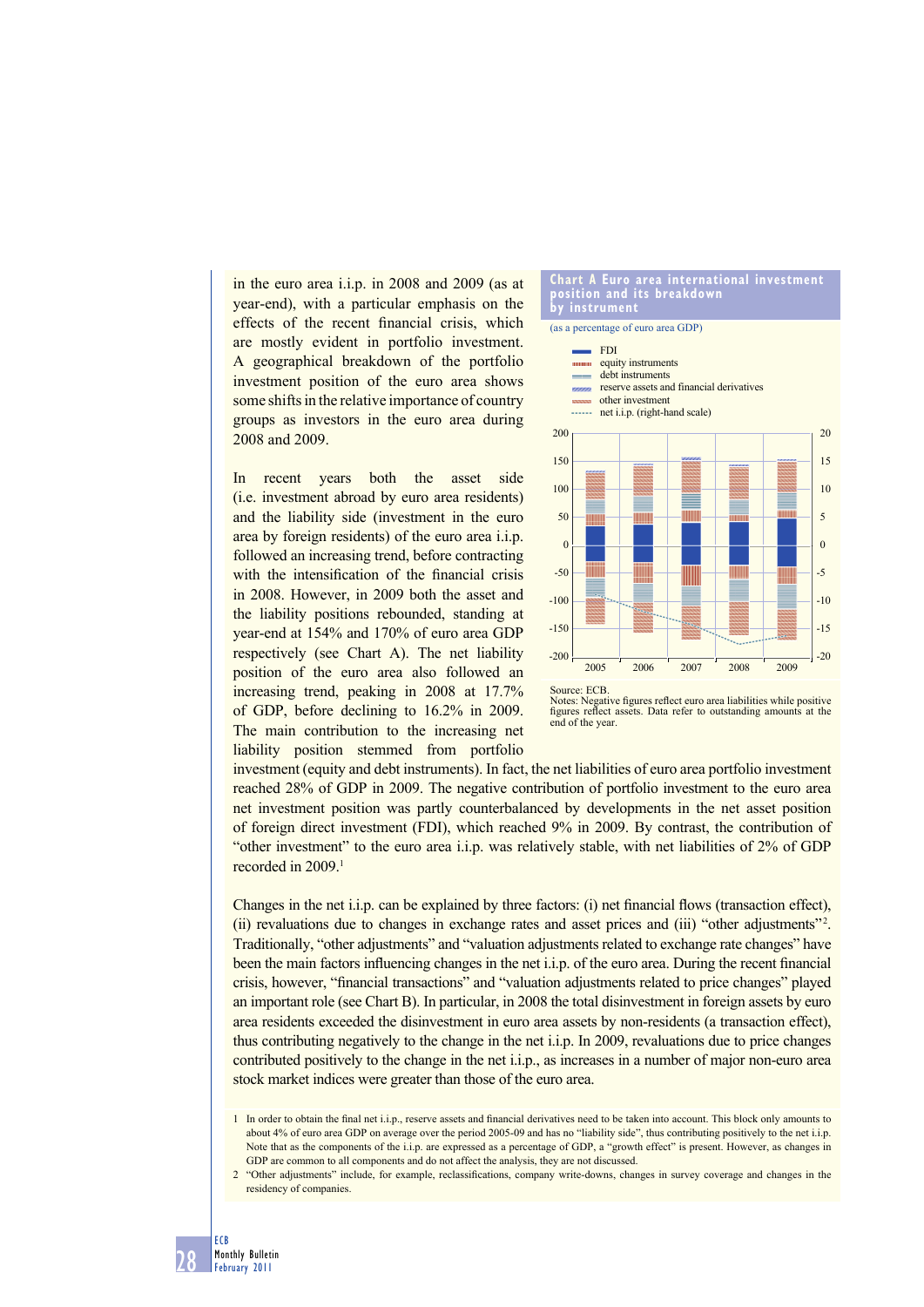in the euro area i.i.p. in 2008 and 2009 (as at year-end), with a particular emphasis on the effects of the recent financial crisis, which are mostly evident in portfolio investment. A geographical breakdown of the portfolio investment position of the euro area shows some shifts in the relative importance of country groups as investors in the euro area during 2008 and 2009.

In recent years both the asset side (i.e. investment abroad by euro area residents) and the liability side (investment in the euro area by foreign residents) of the euro area i.i.p. followed an increasing trend, before contracting with the intensification of the financial crisis in 2008. However, in 2009 both the asset and the liability positions rebounded, standing at year-end at 154% and 170% of euro area GDP respectively (see Chart A). The net liability position of the euro area also followed an increasing trend, peaking in 2008 at 17.7% of GDP, before declining to 16.2% in 2009. The main contribution to the increasing net liability position stemmed from portfolio investment (equity and debt instruments). In fact, the net liabilities of euro area portfolio investment reached 28% of GDP in 2009. The negative contribution of portfolio investment to the euro area net investment position was partly counterbalanced by developments in the net asset position of foreign direct investment (FDI), which reached 9% in 2009. By contrast, the contribution of "other investment" to the euro area i.i.p. was relatively stable, with net liabilities of 2% of GDP recorded in 2009.[1]

### Chart A Euro area international investment position and its breakdown by instrument

(as a percentage of euro area GDP)

- FDI
- equity instruments
- debt instruments
- reserve assets and financial derivatives
- other investment
- net i.i.p. (right-hand scale)

Source: ECB.
Notes: Negative figures reflect euro area liabilities while positive figures reflect assets. Data refer to outstanding amounts at the end of the year.

Changes in the net i.i.p. can be explained by three factors: (i) net financial flows (transaction effect), (ii) revaluations due to changes in exchange rates and asset prices and (iii) "other adjustments"[2]. Traditionally, "other adjustments" and "valuation adjustments related to exchange rate changes" have been the main factors influencing changes in the net i.i.p. of the euro area. During the recent financial crisis, however, "financial transactions" and "valuation adjustments related to price changes" played an important role (see Chart B). In particular, in 2008 the total disinvestment in foreign assets by euro area residents exceeded the disinvestment in euro area assets by non-residents (a transaction effect), thus contributing negatively to the change in the net i.i.p. In 2009, revaluations due to price changes contributed positively to the change in the net i.i.p., as increases in a number of major non-euro area stock market indices were greater than those of the euro area.

1 In order to obtain the final net i.i.p., reserve assets and financial derivatives need to be taken into account. This block only amounts to about 4% of euro area GDP on average over the period 2005-09 and has no "liability side", thus contributing positively to the net i.i.p. Note that as the components of the i.i.p. are expressed as a percentage of GDP, a "growth effect" is present. However, as changes in GDP are common to all components and do not affect the analysis, they are not discussed.

2 "Other adjustments" include, for example, reclassifications, company write-downs, changes in survey coverage and changes in the residency of companies.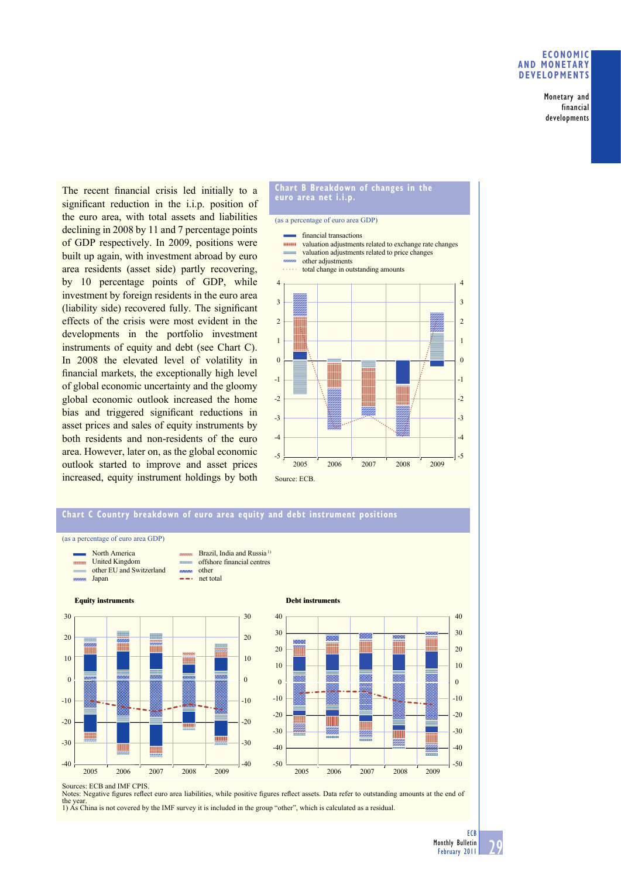The recent financial crisis led initially to a significant reduction in the i.i.p. position of the euro area, with total assets and liabilities declining in 2008 by 11 and 7 percentage points of GDP respectively. In 2009, positions were built up again, with investment abroad by euro area residents (asset side) partly recovering, by 10 percentage points of GDP, while investment by foreign residents in the euro area (liability side) recovered fully. The significant effects of the crisis were most evident in the developments in the portfolio investment instruments of equity and debt (see Chart C). In 2008 the elevated level of volatility in financial markets, the exceptionally high level of global economic uncertainty and the gloomy global economic outlook increased the home bias and triggered significant reductions in asset prices and sales of equity instruments by both residents and non-residents of the euro area. However, later on, as the global economic outlook started to improve and asset prices increased, equity instrument holdings by both

**Chart B Breakdown of changes in the euro area net i.i.p.**

(as a percentage of euro area GDP)

- financial transactions
- valuation adjustments related to exchange rate changes
- valuation adjustments related to price changes
- other adjustments
- total change in outstanding amounts

Source: ECB.

**Chart C Country breakdown of euro area equity and debt instrument positions**

(as a percentage of euro area GDP)

- North America
- United Kingdom
- other EU and Switzerland
- Japan
- Brazil, India and Russia[1]
- offshore financial centres
- other
- net total

Equity instruments

Debt instruments

Sources: ECB and IMF CPIS.
Notes: Negative figures reflect euro area liabilities, while positive figures reflect assets. Data refer to outstanding amounts at the end of the year.
1) As China is not covered by the IMF survey it is included in the group "other", which is calculated as a residual.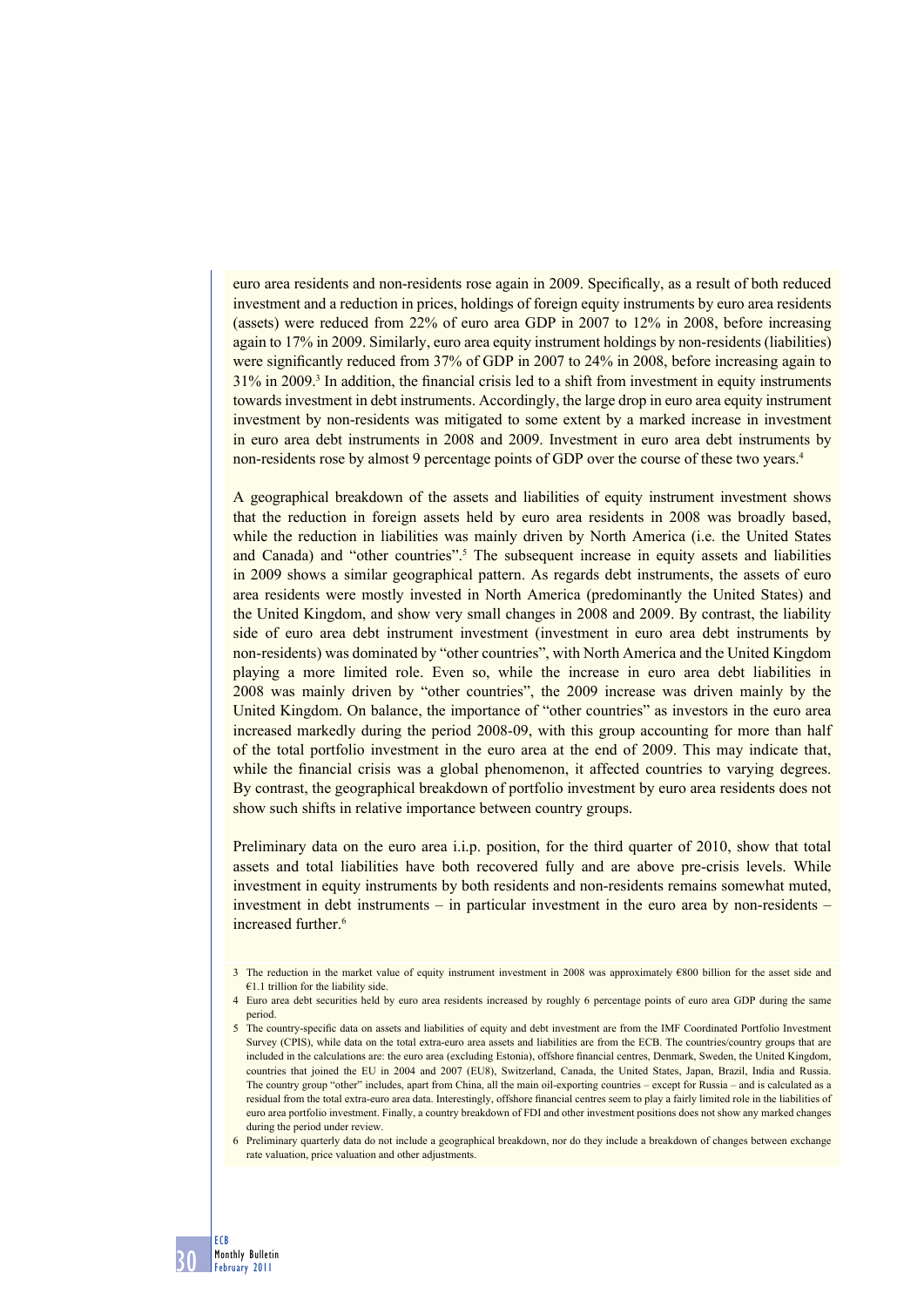euro area residents and non-residents rose again in 2009. Specifically, as a result of both reduced investment and a reduction in prices, holdings of foreign equity instruments by euro area residents (assets) were reduced from 22% of euro area GDP in 2007 to 12% in 2008, before increasing again to 17% in 2009. Similarly, euro area equity instrument holdings by non-residents (liabilities) were significantly reduced from 37% of GDP in 2007 to 24% in 2008, before increasing again to 31% in 2009.[3] In addition, the financial crisis led to a shift from investment in equity instruments towards investment in debt instruments. Accordingly, the large drop in euro area equity instrument investment by non-residents was mitigated to some extent by a marked increase in investment in euro area debt instruments in 2008 and 2009. Investment in euro area debt instruments by non-residents rose by almost 9 percentage points of GDP over the course of these two years.[4]

A geographical breakdown of the assets and liabilities of equity instrument investment shows that the reduction in foreign assets held by euro area residents in 2008 was broadly based, while the reduction in liabilities was mainly driven by North America (i.e. the United States and Canada) and "other countries".[5] The subsequent increase in equity assets and liabilities in 2009 shows a similar geographical pattern. As regards debt instruments, the assets of euro area residents were mostly invested in North America (predominantly the United States) and the United Kingdom, and show very small changes in 2008 and 2009. By contrast, the liability side of euro area debt instrument investment (investment in euro area debt instruments by non-residents) was dominated by "other countries", with North America and the United Kingdom playing a more limited role. Even so, while the increase in euro area debt liabilities in 2008 was mainly driven by "other countries", the 2009 increase was driven mainly by the United Kingdom. On balance, the importance of "other countries" as investors in the euro area increased markedly during the period 2008-09, with this group accounting for more than half of the total portfolio investment in the euro area at the end of 2009. This may indicate that, while the financial crisis was a global phenomenon, it affected countries to varying degrees. By contrast, the geographical breakdown of portfolio investment by euro area residents does not show such shifts in relative importance between country groups.

Preliminary data on the euro area i.i.p. position, for the third quarter of 2010, show that total assets and total liabilities have both recovered fully and are above pre-crisis levels. While investment in equity instruments by both residents and non-residents remains somewhat muted, investment in debt instruments – in particular investment in the euro area by non-residents – increased further.[6]

3 The reduction in the market value of equity instrument investment in 2008 was approximately €800 billion for the asset side and €1.1 trillion for the liability side.

4 Euro area debt securities held by euro area residents increased by roughly 6 percentage points of euro area GDP during the same period.

5 The country-specific data on assets and liabilities of equity and debt investment are from the IMF Coordinated Portfolio Investment Survey (CPIS), while data on the total extra-euro area assets and liabilities are from the ECB. The countries/country groups that are included in the calculations are: the euro area (excluding Estonia), offshore financial centres, Denmark, Sweden, the United Kingdom, countries that joined the EU in 2004 and 2007 (EU8), Switzerland, Canada, the United States, Japan, Brazil, India and Russia. The country group "other" includes, apart from China, all the main oil-exporting countries – except for Russia – and is calculated as a residual from the total extra-euro area data. Interestingly, offshore financial centres seem to play a fairly limited role in the liabilities of euro area portfolio investment. Finally, a country breakdown of FDI and other investment positions does not show any marked changes during the period under review.

6 Preliminary quarterly data do not include a geographical breakdown, nor do they include a breakdown of changes between exchange rate valuation, price valuation and other adjustments.